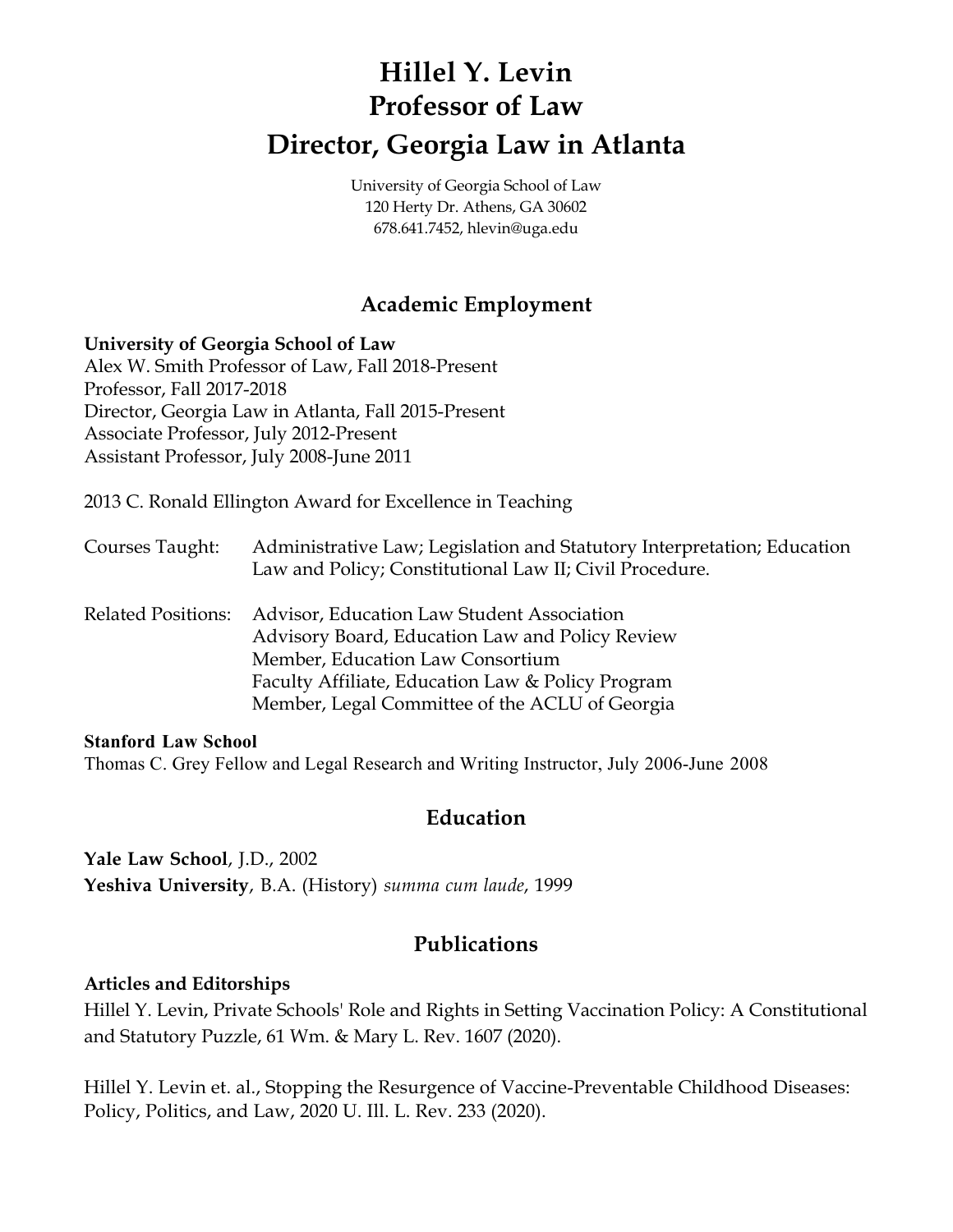# Hillel Y. Levin
# Professor of Law
# Director, Georgia Law in Atlanta

University of Georgia School of Law
120 Herty Dr. Athens, GA 30602
678.641.7452, hlevin@uga.edu

## Academic Employment

**University of Georgia School of Law**
Alex W. Smith Professor of Law, Fall 2018-Present
Professor, Fall 2017-2018
Director, Georgia Law in Atlanta, Fall 2015-Present
Associate Professor, July 2012-Present
Assistant Professor, July 2008-June 2011

2013 C. Ronald Ellington Award for Excellence in Teaching

Courses Taught: Administrative Law; Legislation and Statutory Interpretation; Education Law and Policy; Constitutional Law II; Civil Procedure.

Related Positions:
- Advisor, Education Law Student Association
- Advisory Board, Education Law and Policy Review
- Member, Education Law Consortium
- Faculty Affiliate, Education Law & Policy Program
- Member, Legal Committee of the ACLU of Georgia

**Stanford Law School**
Thomas C. Grey Fellow and Legal Research and Writing Instructor, July 2006-June 2008

## Education

**Yale Law School**, J.D., 2002
**Yeshiva University**, B.A. (History) *summa cum laude*, 1999

## Publications

**Articles and Editorships**

Hillel Y. Levin, Private Schools' Role and Rights in Setting Vaccination Policy: A Constitutional and Statutory Puzzle, 61 Wm. & Mary L. Rev. 1607 (2020).

Hillel Y. Levin et. al., Stopping the Resurgence of Vaccine-Preventable Childhood Diseases: Policy, Politics, and Law, 2020 U. Ill. L. Rev. 233 (2020).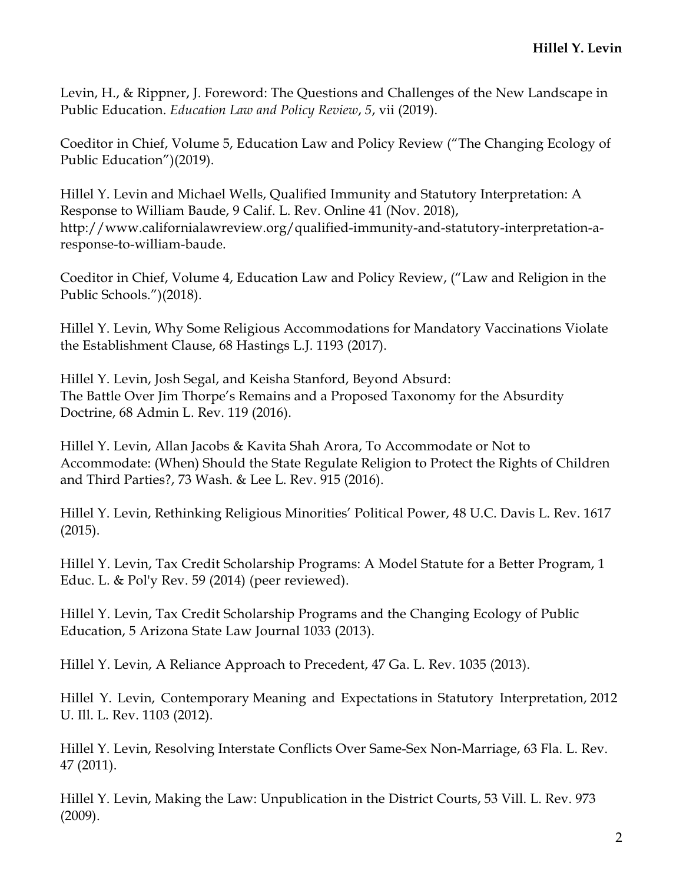Levin, H., & Rippner, J. Foreword: The Questions and Challenges of the New Landscape in Public Education. *Education Law and Policy Review*, *5*, vii (2019).

Coeditor in Chief, Volume 5, Education Law and Policy Review ("The Changing Ecology of Public Education")(2019).

Hillel Y. Levin and Michael Wells, Qualified Immunity and Statutory Interpretation: A Response to William Baude, 9 Calif. L. Rev. Online 41 (Nov. 2018), http://www.californialawreview.org/qualified-immunity-and-statutory-interpretation-a-response-to-william-baude.

Coeditor in Chief, Volume 4, Education Law and Policy Review, ("Law and Religion in the Public Schools.")(2018).

Hillel Y. Levin, Why Some Religious Accommodations for Mandatory Vaccinations Violate the Establishment Clause, 68 Hastings L.J. 1193 (2017).

Hillel Y. Levin, Josh Segal, and Keisha Stanford, Beyond Absurd: The Battle Over Jim Thorpe's Remains and a Proposed Taxonomy for the Absurdity Doctrine, 68 Admin L. Rev. 119 (2016).

Hillel Y. Levin, Allan Jacobs & Kavita Shah Arora, To Accommodate or Not to Accommodate: (When) Should the State Regulate Religion to Protect the Rights of Children and Third Parties?, 73 Wash. & Lee L. Rev. 915 (2016).

Hillel Y. Levin, Rethinking Religious Minorities' Political Power, 48 U.C. Davis L. Rev. 1617 (2015).

Hillel Y. Levin, Tax Credit Scholarship Programs: A Model Statute for a Better Program, 1 Educ. L. & Pol'y Rev. 59 (2014) (peer reviewed).

Hillel Y. Levin, Tax Credit Scholarship Programs and the Changing Ecology of Public Education, 5 Arizona State Law Journal 1033 (2013).

Hillel Y. Levin, A Reliance Approach to Precedent, 47 Ga. L. Rev. 1035 (2013).

Hillel Y. Levin, Contemporary Meaning and Expectations in Statutory Interpretation, 2012 U. Ill. L. Rev. 1103 (2012).

Hillel Y. Levin, Resolving Interstate Conflicts Over Same-Sex Non-Marriage, 63 Fla. L. Rev. 47 (2011).

Hillel Y. Levin, Making the Law: Unpublication in the District Courts, 53 Vill. L. Rev. 973 (2009).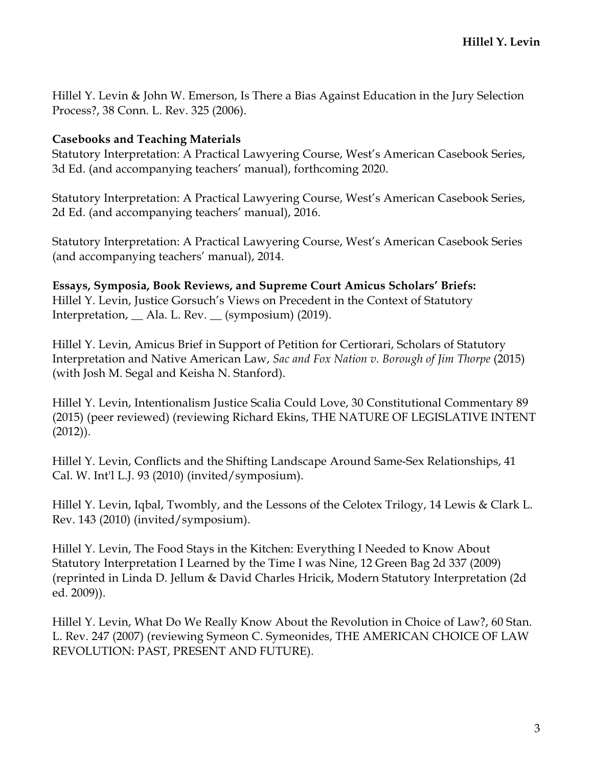Hillel Y. Levin & John W. Emerson, Is There a Bias Against Education in the Jury Selection Process?, 38 Conn. L. Rev. 325 (2006).

**Casebooks and Teaching Materials**

Statutory Interpretation: A Practical Lawyering Course, West's American Casebook Series, 3d Ed. (and accompanying teachers' manual), forthcoming 2020.

Statutory Interpretation: A Practical Lawyering Course, West's American Casebook Series, 2d Ed. (and accompanying teachers' manual), 2016.

Statutory Interpretation: A Practical Lawyering Course, West's American Casebook Series (and accompanying teachers' manual), 2014.

**Essays, Symposia, Book Reviews, and Supreme Court Amicus Scholars' Briefs:**

Hillel Y. Levin, Justice Gorsuch's Views on Precedent in the Context of Statutory Interpretation, __ Ala. L. Rev. __ (symposium) (2019).

Hillel Y. Levin, Amicus Brief in Support of Petition for Certiorari, Scholars of Statutory Interpretation and Native American Law, *Sac and Fox Nation v. Borough of Jim Thorpe* (2015) (with Josh M. Segal and Keisha N. Stanford).

Hillel Y. Levin, Intentionalism Justice Scalia Could Love, 30 Constitutional Commentary 89 (2015) (peer reviewed) (reviewing Richard Ekins, THE NATURE OF LEGISLATIVE INTENT (2012)).

Hillel Y. Levin, Conflicts and the Shifting Landscape Around Same-Sex Relationships, 41 Cal. W. Int'l L.J. 93 (2010) (invited/symposium).

Hillel Y. Levin, Iqbal, Twombly, and the Lessons of the Celotex Trilogy, 14 Lewis & Clark L. Rev. 143 (2010) (invited/symposium).

Hillel Y. Levin, The Food Stays in the Kitchen: Everything I Needed to Know About Statutory Interpretation I Learned by the Time I was Nine, 12 Green Bag 2d 337 (2009) (reprinted in Linda D. Jellum & David Charles Hricik, Modern Statutory Interpretation (2d ed. 2009)).

Hillel Y. Levin, What Do We Really Know About the Revolution in Choice of Law?, 60 Stan. L. Rev. 247 (2007) (reviewing Symeon C. Symeonides, THE AMERICAN CHOICE OF LAW REVOLUTION: PAST, PRESENT AND FUTURE).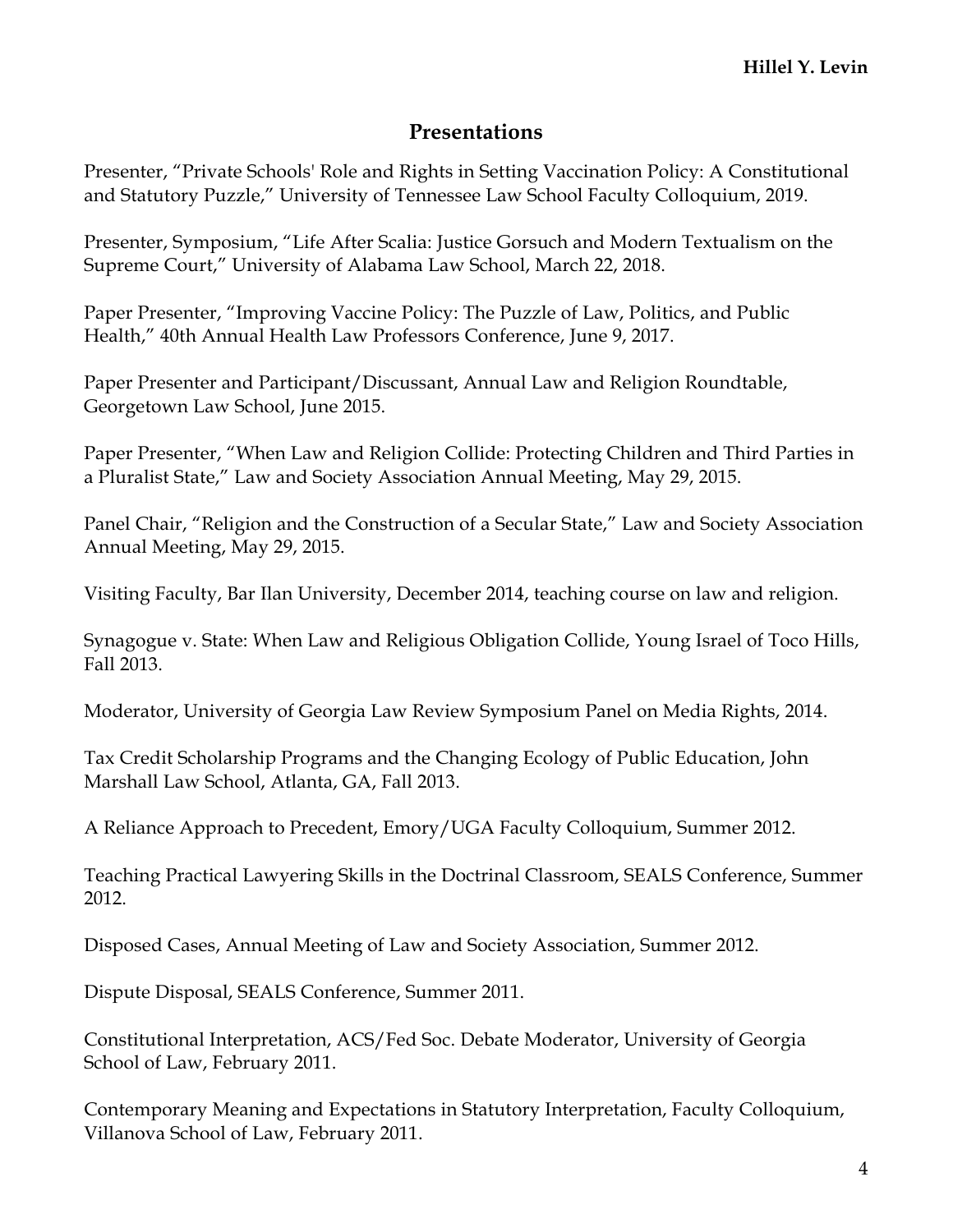## Presentations

Presenter, "Private Schools' Role and Rights in Setting Vaccination Policy: A Constitutional and Statutory Puzzle," University of Tennessee Law School Faculty Colloquium, 2019.

Presenter, Symposium, "Life After Scalia: Justice Gorsuch and Modern Textualism on the Supreme Court," University of Alabama Law School, March 22, 2018.

Paper Presenter, "Improving Vaccine Policy: The Puzzle of Law, Politics, and Public Health," 40th Annual Health Law Professors Conference, June 9, 2017.

Paper Presenter and Participant/Discussant, Annual Law and Religion Roundtable, Georgetown Law School, June 2015.

Paper Presenter, "When Law and Religion Collide: Protecting Children and Third Parties in a Pluralist State," Law and Society Association Annual Meeting, May 29, 2015.

Panel Chair, "Religion and the Construction of a Secular State," Law and Society Association Annual Meeting, May 29, 2015.

Visiting Faculty, Bar Ilan University, December 2014, teaching course on law and religion.

Synagogue v. State: When Law and Religious Obligation Collide, Young Israel of Toco Hills, Fall 2013.

Moderator, University of Georgia Law Review Symposium Panel on Media Rights, 2014.

Tax Credit Scholarship Programs and the Changing Ecology of Public Education, John Marshall Law School, Atlanta, GA, Fall 2013.

A Reliance Approach to Precedent, Emory/UGA Faculty Colloquium, Summer 2012.

Teaching Practical Lawyering Skills in the Doctrinal Classroom, SEALS Conference, Summer 2012.

Disposed Cases, Annual Meeting of Law and Society Association, Summer 2012.

Dispute Disposal, SEALS Conference, Summer 2011.

Constitutional Interpretation, ACS/Fed Soc. Debate Moderator, University of Georgia School of Law, February 2011.

Contemporary Meaning and Expectations in Statutory Interpretation, Faculty Colloquium, Villanova School of Law, February 2011.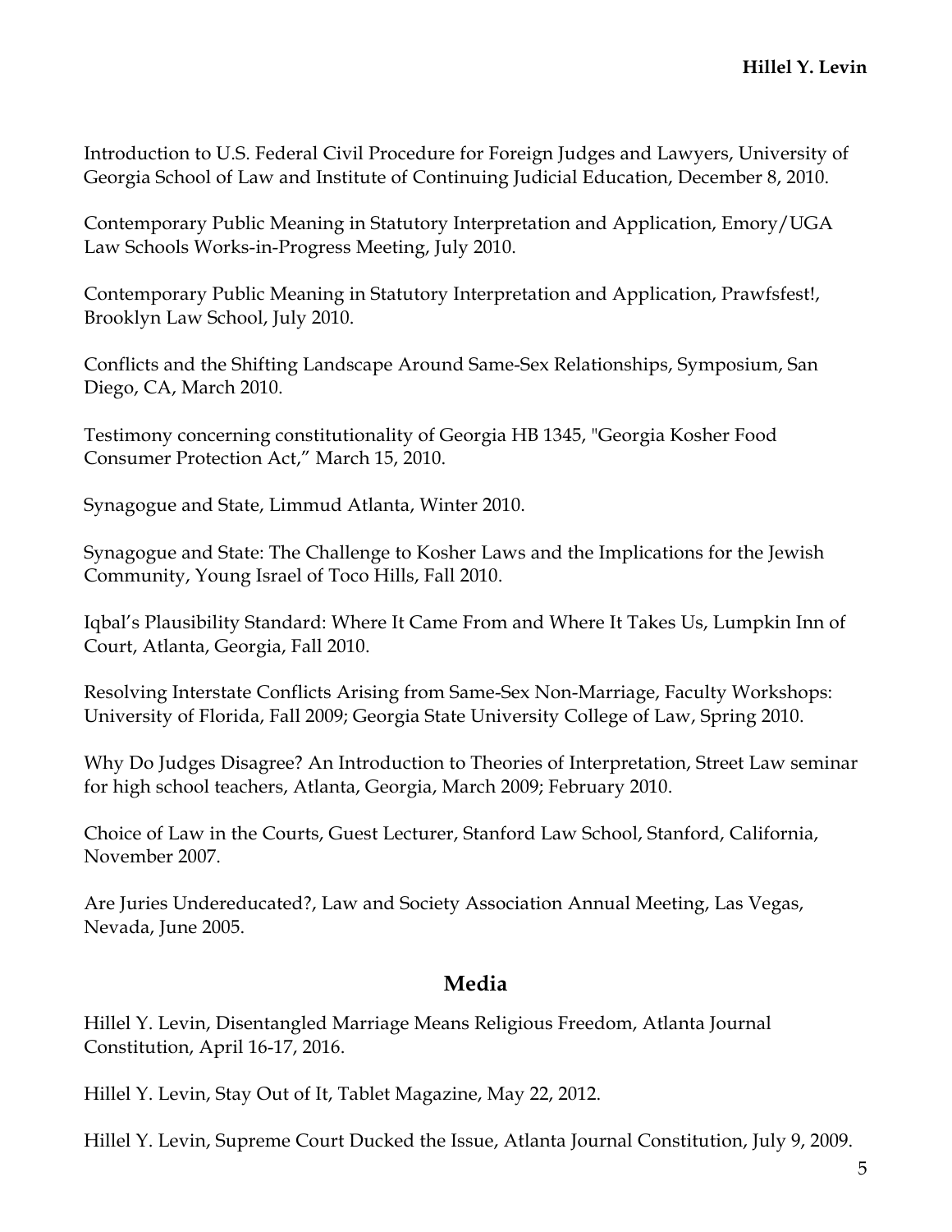Introduction to U.S. Federal Civil Procedure for Foreign Judges and Lawyers, University of Georgia School of Law and Institute of Continuing Judicial Education, December 8, 2010.

Contemporary Public Meaning in Statutory Interpretation and Application, Emory/UGA Law Schools Works-in-Progress Meeting, July 2010.

Contemporary Public Meaning in Statutory Interpretation and Application, Prawfsfest!, Brooklyn Law School, July 2010.

Conflicts and the Shifting Landscape Around Same-Sex Relationships, Symposium, San Diego, CA, March 2010.

Testimony concerning constitutionality of Georgia HB 1345, "Georgia Kosher Food Consumer Protection Act," March 15, 2010.

Synagogue and State, Limmud Atlanta, Winter 2010.

Synagogue and State: The Challenge to Kosher Laws and the Implications for the Jewish Community, Young Israel of Toco Hills, Fall 2010.

Iqbal's Plausibility Standard: Where It Came From and Where It Takes Us, Lumpkin Inn of Court, Atlanta, Georgia, Fall 2010.

Resolving Interstate Conflicts Arising from Same-Sex Non-Marriage, Faculty Workshops: University of Florida, Fall 2009; Georgia State University College of Law, Spring 2010.

Why Do Judges Disagree? An Introduction to Theories of Interpretation, Street Law seminar for high school teachers, Atlanta, Georgia, March 2009; February 2010.

Choice of Law in the Courts, Guest Lecturer, Stanford Law School, Stanford, California, November 2007.

Are Juries Undereducated?, Law and Society Association Annual Meeting, Las Vegas, Nevada, June 2005.

## Media

Hillel Y. Levin, Disentangled Marriage Means Religious Freedom, Atlanta Journal Constitution, April 16-17, 2016.

Hillel Y. Levin, Stay Out of It, Tablet Magazine, May 22, 2012.

Hillel Y. Levin, Supreme Court Ducked the Issue, Atlanta Journal Constitution, July 9, 2009.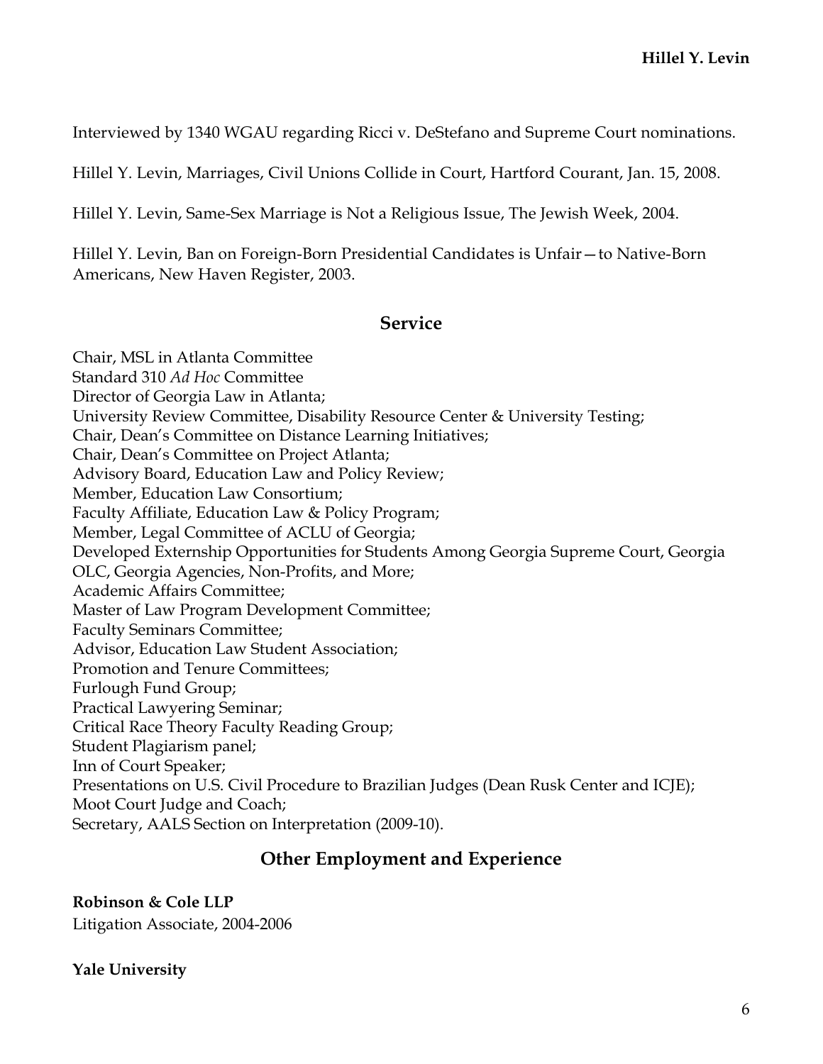Interviewed by 1340 WGAU regarding Ricci v. DeStefano and Supreme Court nominations.

Hillel Y. Levin, Marriages, Civil Unions Collide in Court, Hartford Courant, Jan. 15, 2008.

Hillel Y. Levin, Same-Sex Marriage is Not a Religious Issue, The Jewish Week, 2004.

Hillel Y. Levin, Ban on Foreign-Born Presidential Candidates is Unfair—to Native-Born Americans, New Haven Register, 2003.

## Service

Chair, MSL in Atlanta Committee
Standard 310 *Ad Hoc* Committee
Director of Georgia Law in Atlanta;
University Review Committee, Disability Resource Center & University Testing;
Chair, Dean's Committee on Distance Learning Initiatives;
Chair, Dean's Committee on Project Atlanta;
Advisory Board, Education Law and Policy Review;
Member, Education Law Consortium;
Faculty Affiliate, Education Law & Policy Program;
Member, Legal Committee of ACLU of Georgia;
Developed Externship Opportunities for Students Among Georgia Supreme Court, Georgia OLC, Georgia Agencies, Non-Profits, and More;
Academic Affairs Committee;
Master of Law Program Development Committee;
Faculty Seminars Committee;
Advisor, Education Law Student Association;
Promotion and Tenure Committees;
Furlough Fund Group;
Practical Lawyering Seminar;
Critical Race Theory Faculty Reading Group;
Student Plagiarism panel;
Inn of Court Speaker;
Presentations on U.S. Civil Procedure to Brazilian Judges (Dean Rusk Center and ICJE);
Moot Court Judge and Coach;
Secretary, AALS Section on Interpretation (2009-10).

## Other Employment and Experience

**Robinson & Cole LLP**
Litigation Associate, 2004-2006

**Yale University**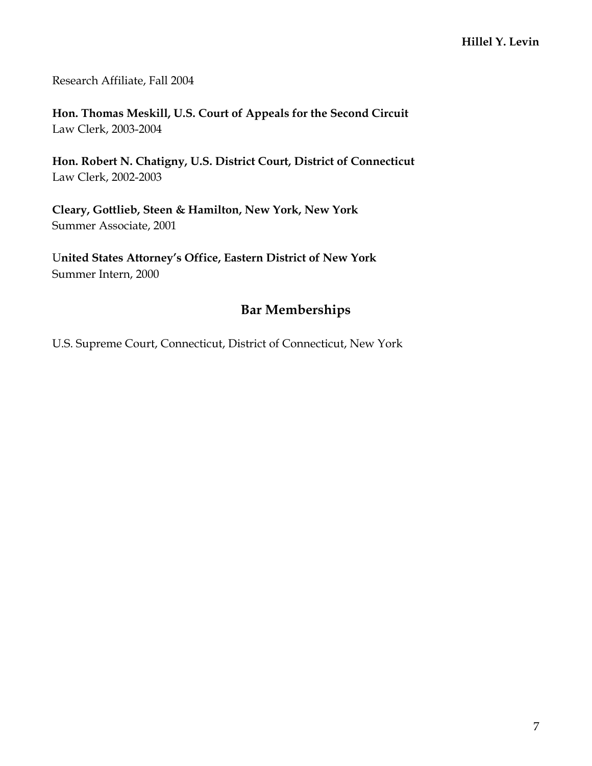Research Affiliate, Fall 2004

**Hon. Thomas Meskill, U.S. Court of Appeals for the Second Circuit**
Law Clerk, 2003-2004

**Hon. Robert N. Chatigny, U.S. District Court, District of Connecticut**
Law Clerk, 2002-2003

**Cleary, Gottlieb, Steen & Hamilton, New York, New York**
Summer Associate, 2001

**United States Attorney's Office, Eastern District of New York**
Summer Intern, 2000

## Bar Memberships

U.S. Supreme Court, Connecticut, District of Connecticut, New York